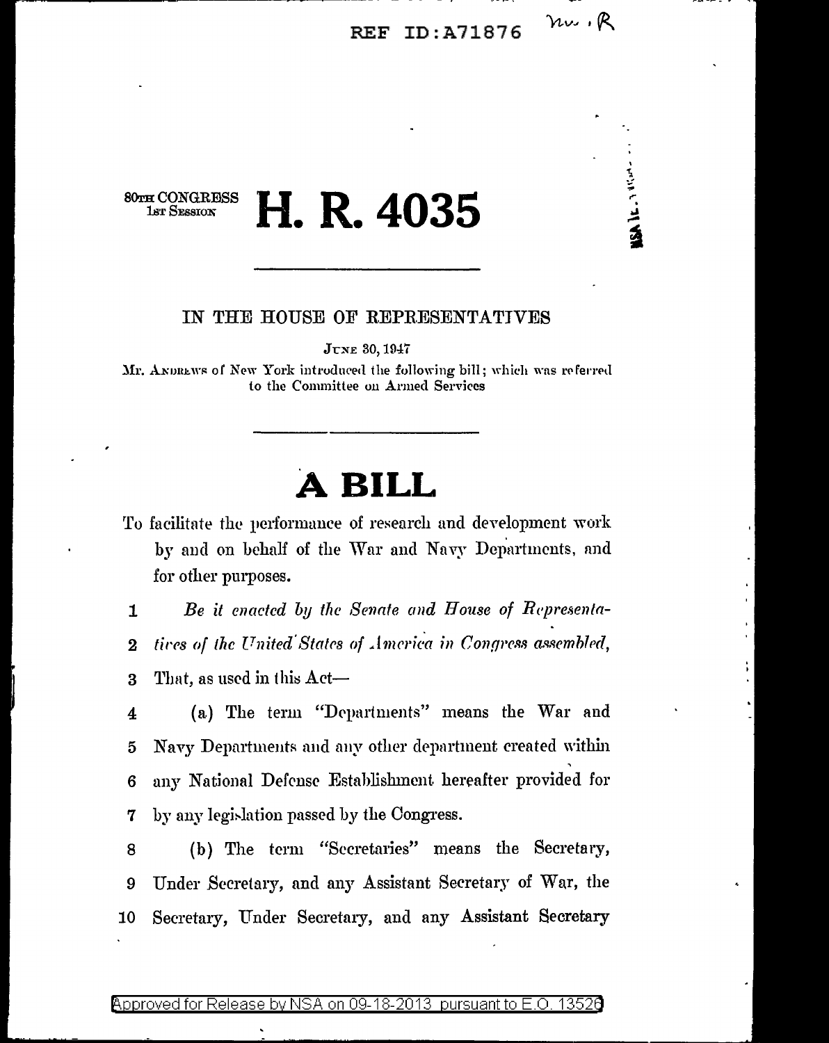REF ID:A71876

80TH CONGRESS
1ST SESSION

# H. R. 4035

IN THE HOUSE OF REPRESENTATIVES

JUNE 30, 1947

Mr. ANDREWS of New York introduced the following bill; which was referred to the Committee on Armed Services

# A BILL

To facilitate the performance of research and development work by and on behalf of the War and Navy Departments, and for other purposes.

1 *Be it enacted by the Senate and House of Representa-*
2 *tives of the United States of America in Congress assembled,*
3 That, as used in this Act—
4 (a) The term "Departments" means the War and
5 Navy Departments and any other department created within
6 any National Defense Establishment hereafter provided for
7 by any legislation passed by the Congress.
8 (b) The term "Secretaries" means the Secretary,
9 Under Secretary, and any Assistant Secretary of War, the
10 Secretary, Under Secretary, and any Assistant Secretary

Approved for Release by NSA on 09-18-2013 pursuant to E.O. 13526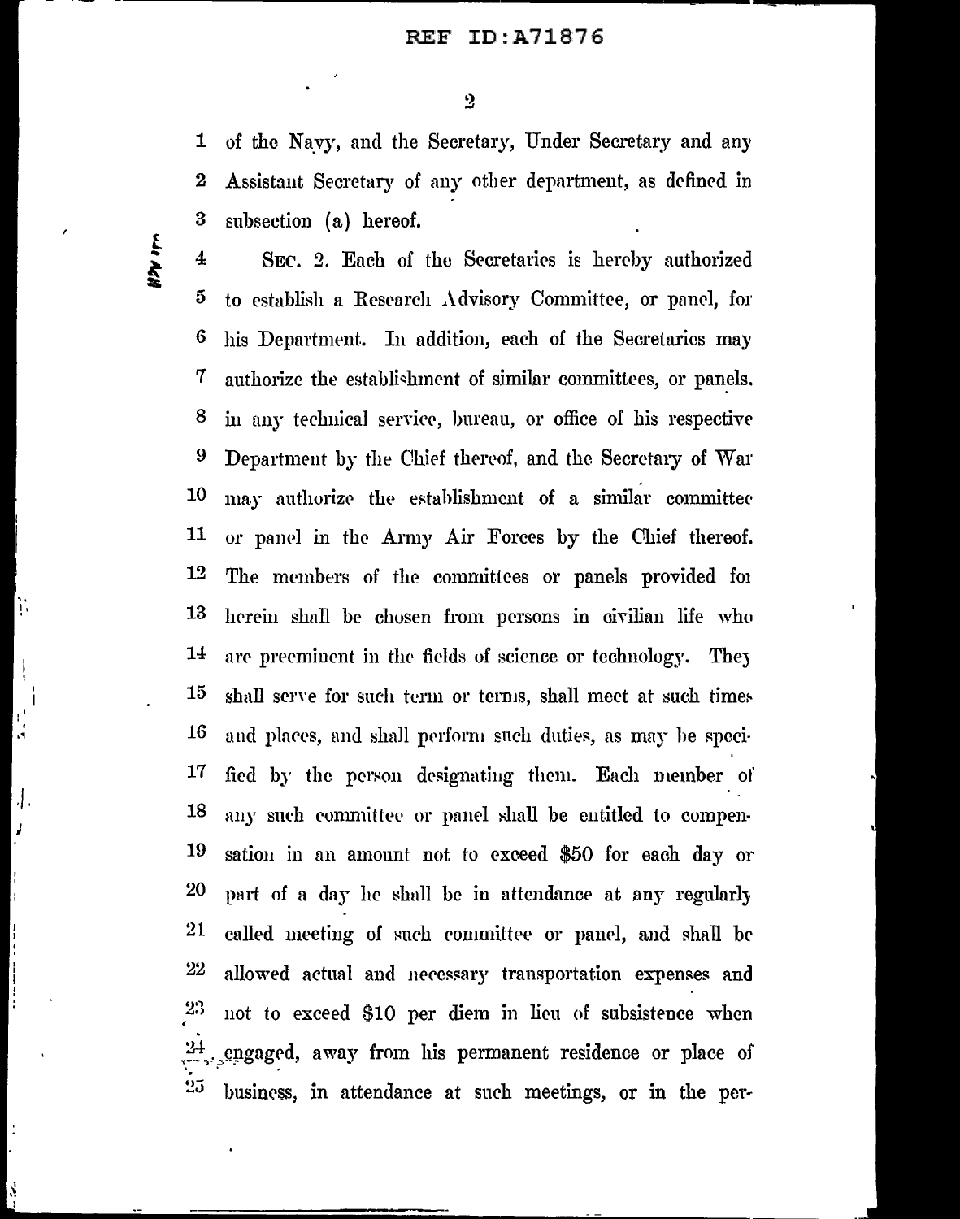of the Navy, and the Secretary, Under Secretary and any Assistant Secretary of any other department, as defined in subsection (a) hereof.

SEC. 2. Each of the Secretaries is hereby authorized to establish a Research Advisory Committee, or panel, for his Department. In addition, each of the Secretaries may authorize the establishment of similar committees, or panels, in any technical service, bureau, or office of his respective Department by the Chief thereof, and the Secretary of War may authorize the establishment of a similar committee or panel in the Army Air Forces by the Chief thereof. The members of the committees or panels provided for herein shall be chosen from persons in civilian life who are preeminent in the fields of science or technology. They shall serve for such term or terms, shall meet at such times and places, and shall perform such duties, as may be specified by the person designating them. Each member of any such committee or panel shall be entitled to compensation in an amount not to exceed $50 for each day or part of a day he shall be in attendance at any regularly called meeting of such committee or panel, and shall be allowed actual and necessary transportation expenses and not to exceed $10 per diem in lieu of subsistence when engaged, away from his permanent residence or place of business, in attendance at such meetings, or in the per-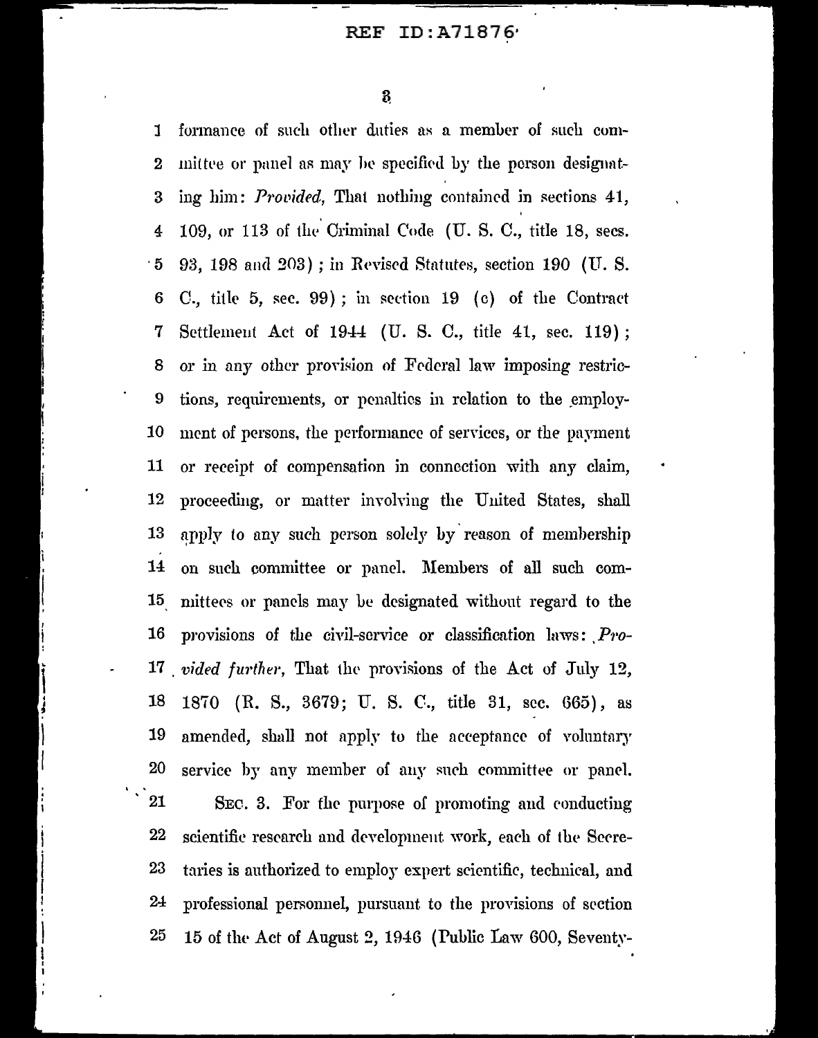formance of such other duties as a member of such committee or panel as may be specified by the person designating him: *Provided*, That nothing contained in sections 41, 109, or 113 of the Criminal Code (U. S. C., title 18, secs. 93, 198 and 203); in Revised Statutes, section 190 (U. S. C., title 5, sec. 99); in section 19 (c) of the Contract Settlement Act of 1944 (U. S. C., title 41, sec. 119); or in any other provision of Federal law imposing restrictions, requirements, or penalties in relation to the employment of persons, the performance of services, or the payment or receipt of compensation in connection with any claim, proceeding, or matter involving the United States, shall apply to any such person solely by reason of membership on such committee or panel. Members of all such committees or panels may be designated without regard to the provisions of the civil-service or classification laws: *Provided further*, That the provisions of the Act of July 12, 1870 (R. S., 3679; U. S. C., title 31, sec. 665), as amended, shall not apply to the acceptance of voluntary service by any member of any such committee or panel.

SEC. 3. For the purpose of promoting and conducting scientific research and development work, each of the Secretaries is authorized to employ expert scientific, technical, and professional personnel, pursuant to the provisions of section 15 of the Act of August 2, 1946 (Public Law 600, Seventy-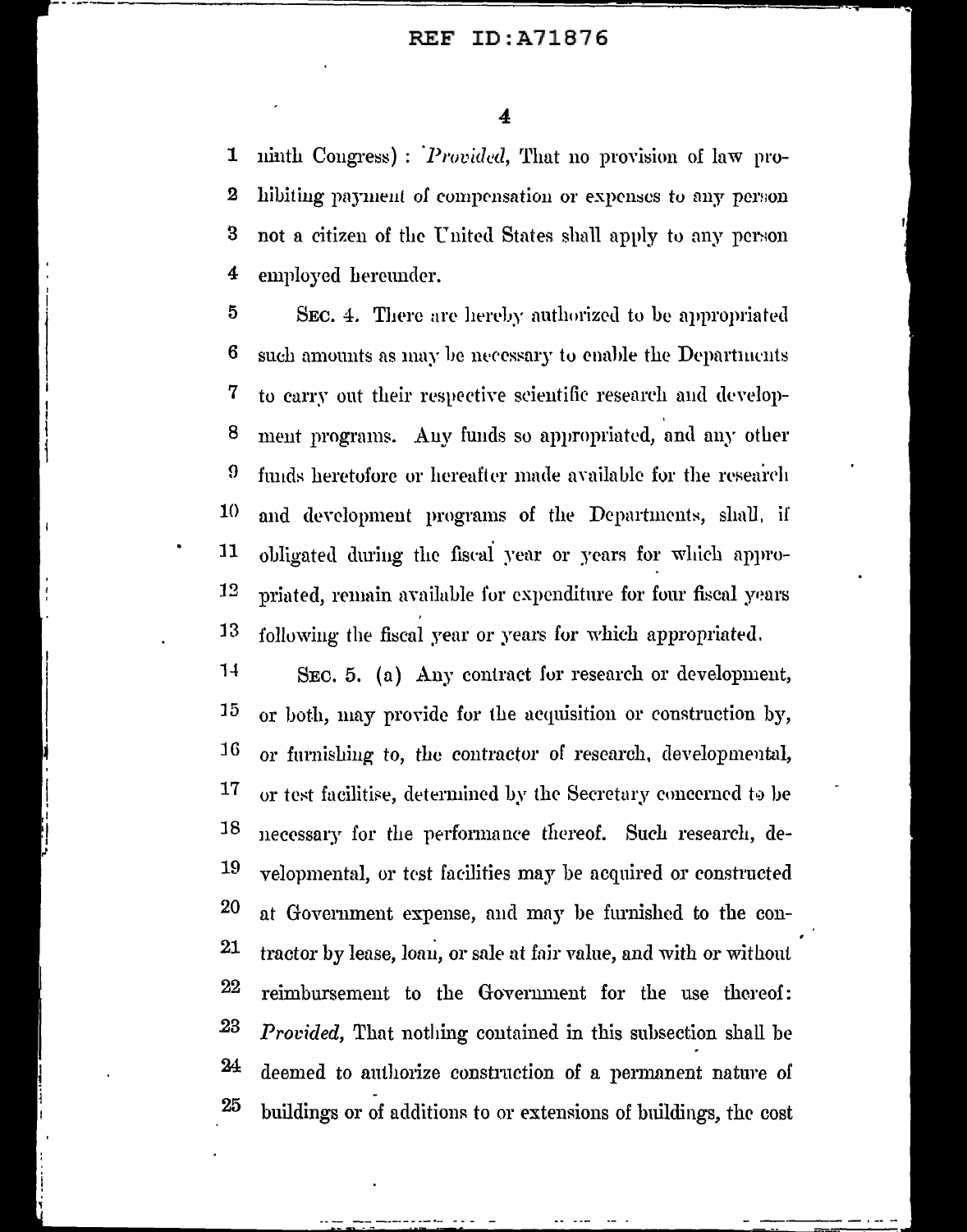1 ninth Congress) : *Provided*, That no provision of law pro-
2 hibiting payment of compensation or expenses to any person
3 not a citizen of the United States shall apply to any person
4 employed hereunder.

5 SEC. 4. There are hereby authorized to be appropriated
6 such amounts as may be necessary to enable the Departments
7 to carry out their respective scientific research and develop-
8 ment programs. Any funds so appropriated, and any other
9 funds heretofore or hereafter made available for the research
10 and development programs of the Departments, shall, if
11 obligated during the fiscal year or years for which appro-
12 priated, remain available for expenditure for four fiscal years
13 following the fiscal year or years for which appropriated.

14 SEC. 5. (a) Any contract for research or development,
15 or both, may provide for the acquisition or construction by,
16 or furnishing to, the contractor of research, developmental,
17 or test facilitise, determined by the Secretary concerned to be
18 necessary for the performance thereof. Such research, de-
19 velopmental, or test facilities may be acquired or constructed
20 at Government expense, and may be furnished to the con-
21 tractor by lease, loan, or sale at fair value, and with or without
22 reimbursement to the Government for the use thereof:
23 *Provided*, That nothing contained in this subsection shall be
24 deemed to authorize construction of a permanent nature of
25 buildings or of additions to or extensions of buildings, the cost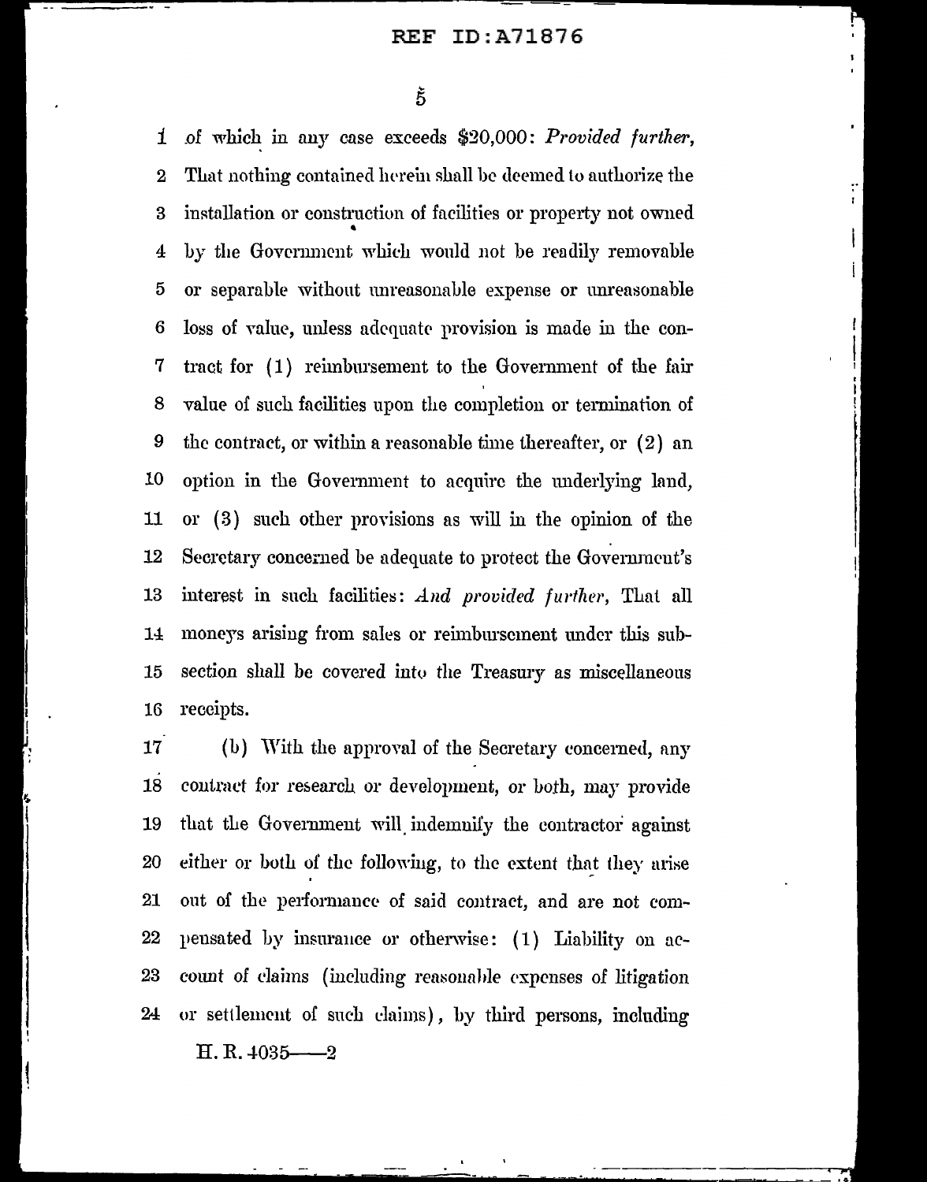of which in any case exceeds $20,000: *Provided further*, That nothing contained herein shall be deemed to authorize the installation or construction of facilities or property not owned by the Government which would not be readily removable or separable without unreasonable expense or unreasonable loss of value, unless adequate provision is made in the contract for (1) reimbursement to the Government of the fair value of such facilities upon the completion or termination of the contract, or within a reasonable time thereafter, or (2) an option in the Government to acquire the underlying land, or (3) such other provisions as will in the opinion of the Secretary concerned be adequate to protect the Government's interest in such facilities: *And provided further*, That all moneys arising from sales or reimbursement under this subsection shall be covered into the Treasury as miscellaneous receipts.

(b) With the approval of the Secretary concerned, any contract for research or development, or both, may provide that the Government will indemnify the contractor against either or both of the following, to the extent that they arise out of the performance of said contract, and are not compensated by insurance or otherwise: (1) Liability on account of claims (including reasonable expenses of litigation or settlement of such claims), by third persons, including

H. R. 4035——2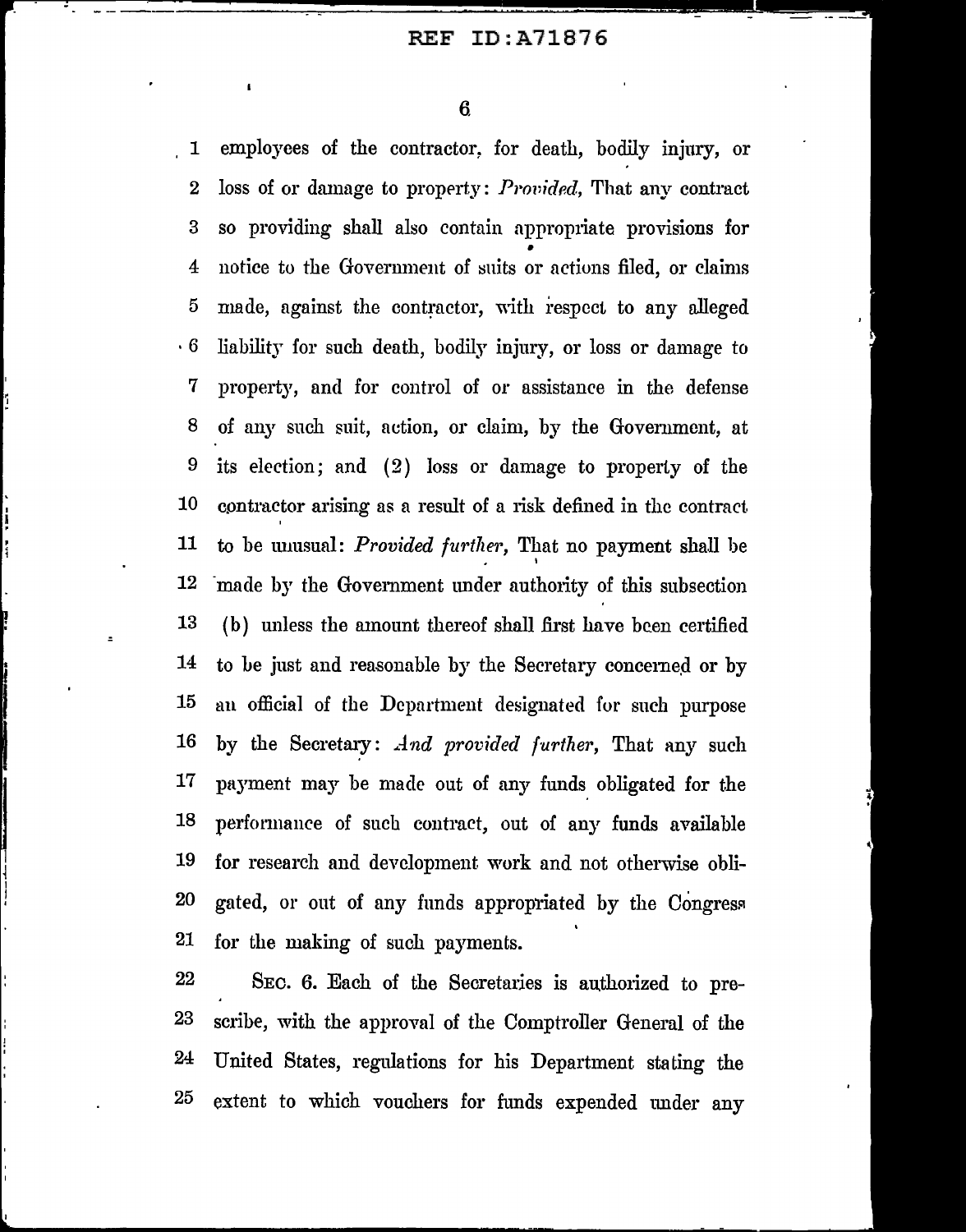employees of the contractor, for death, bodily injury, or loss of or damage to property: *Provided,* That any contract so providing shall also contain appropriate provisions for notice to the Government of suits or actions filed, or claims made, against the contractor, with respect to any alleged liability for such death, bodily injury, or loss or damage to property, and for control of or assistance in the defense of any such suit, action, or claim, by the Government, at its election; and (2) loss or damage to property of the contractor arising as a result of a risk defined in the contract to be unusual: *Provided further,* That no payment shall be made by the Government under authority of this subsection (b) unless the amount thereof shall first have been certified to be just and reasonable by the Secretary concerned or by an official of the Department designated for such purpose by the Secretary: *And provided further,* That any such payment may be made out of any funds obligated for the performance of such contract, out of any funds available for research and development work and not otherwise obligated, or out of any funds appropriated by the Congress for the making of such payments.

SEC. 6. Each of the Secretaries is authorized to prescribe, with the approval of the Comptroller General of the United States, regulations for his Department stating the extent to which vouchers for funds expended under any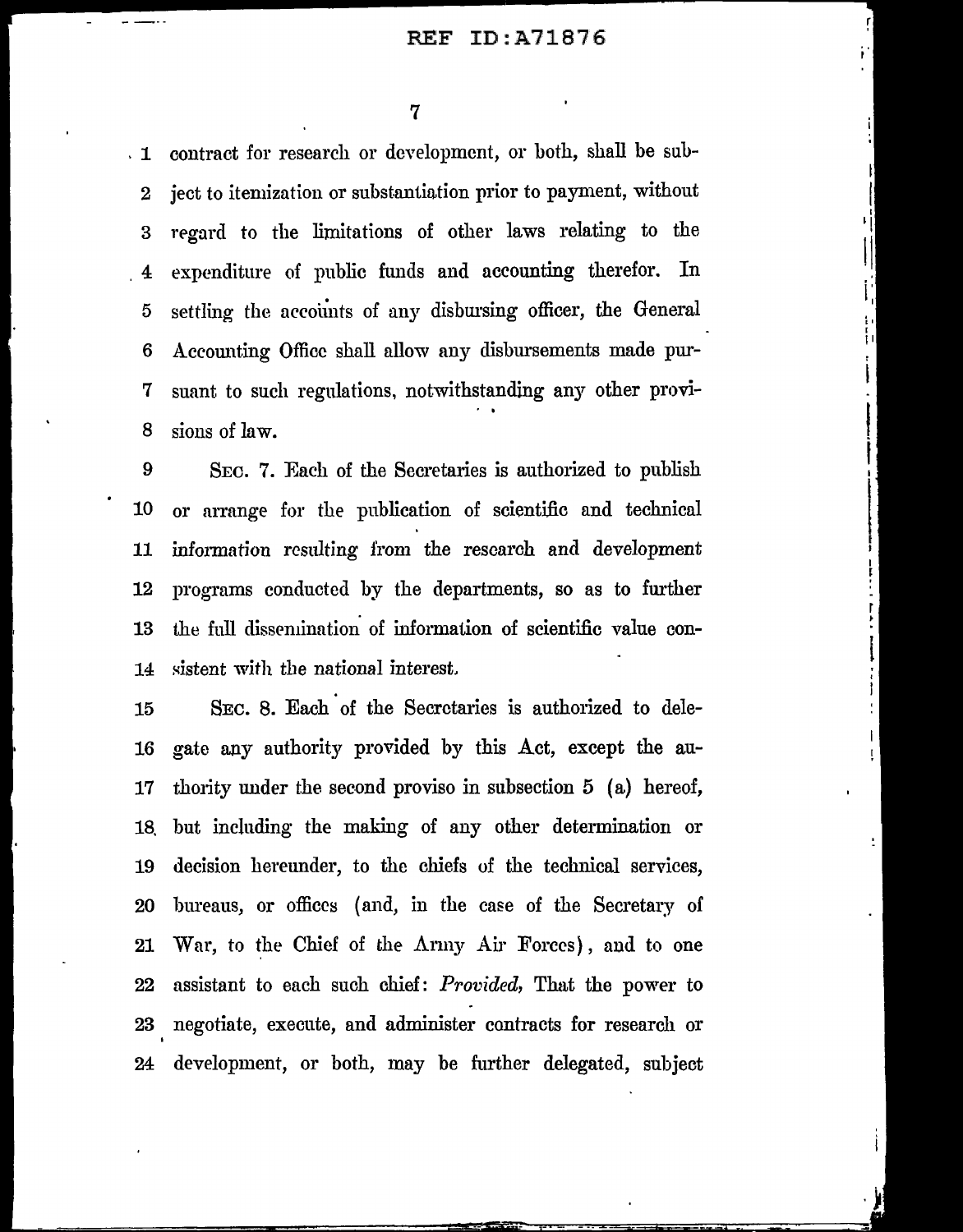contract for research or development, or both, shall be subject to itemization or substantiation prior to payment, without regard to the limitations of other laws relating to the expenditure of public funds and accounting therefor. In settling the accounts of any disbursing officer, the General Accounting Office shall allow any disbursements made pursuant to such regulations, notwithstanding any other provisions of law.

SEC. 7. Each of the Secretaries is authorized to publish or arrange for the publication of scientific and technical information resulting from the research and development programs conducted by the departments, so as to further the full dissemination of information of scientific value consistent with the national interest.

SEC. 8. Each of the Secretaries is authorized to delegate any authority provided by this Act, except the authority under the second proviso in subsection 5 (a) hereof, but including the making of any other determination or decision hereunder, to the chiefs of the technical services, bureaus, or offices (and, in the case of the Secretary of War, to the Chief of the Army Air Forces), and to one assistant to each such chief: *Provided,* That the power to negotiate, execute, and administer contracts for research or development, or both, may be further delegated, subject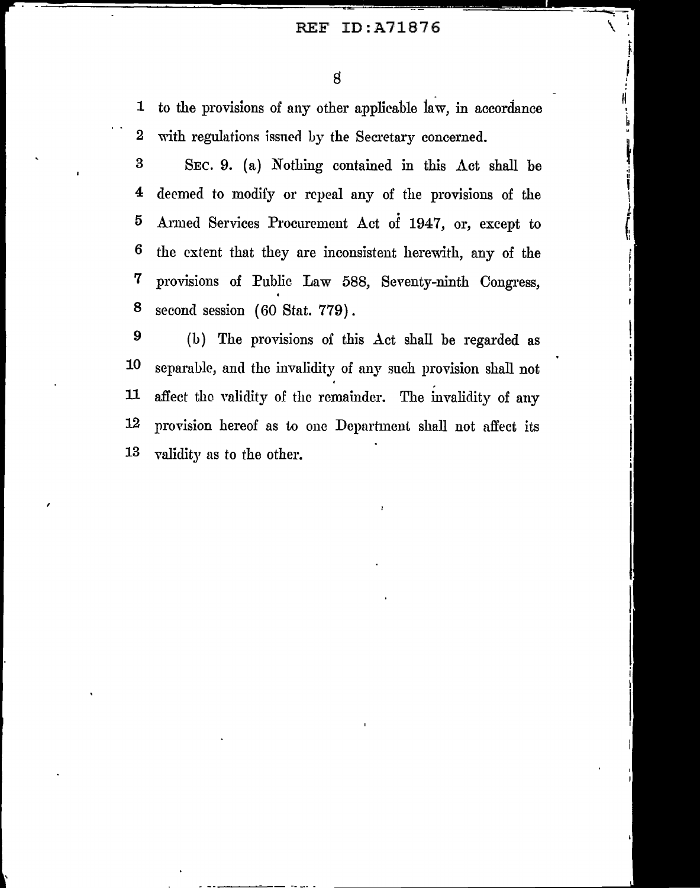to the provisions of any other applicable law, in accordance with regulations issued by the Secretary concerned.

SEC. 9. (a) Nothing contained in this Act shall be deemed to modify or repeal any of the provisions of the Armed Services Procurement Act of 1947, or, except to the extent that they are inconsistent herewith, any of the provisions of Public Law 588, Seventy-ninth Congress, second session (60 Stat. 779).

(b) The provisions of this Act shall be regarded as separable, and the invalidity of any such provision shall not affect the validity of the remainder. The invalidity of any provision hereof as to one Department shall not affect its validity as to the other.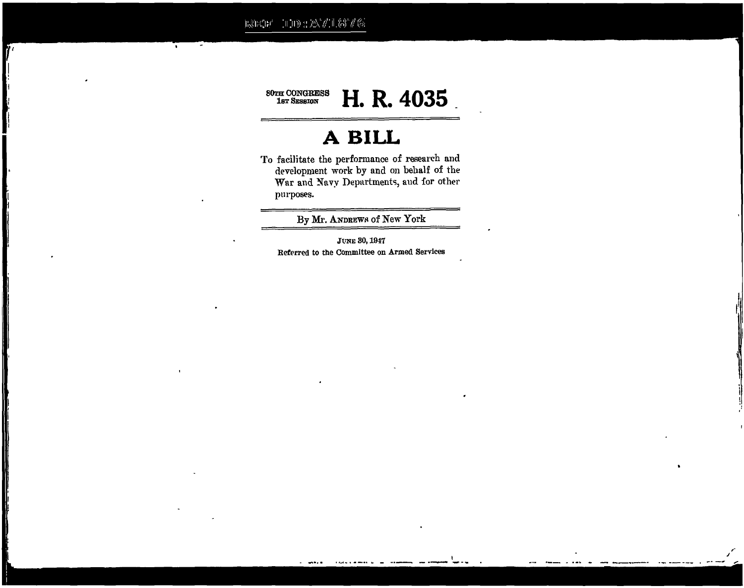80TH CONGRESS
1ST SESSION

# H. R. 4035

# A BILL

To facilitate the performance of research and development work by and on behalf of the War and Navy Departments, and for other purposes.

By Mr. ANDREWS of New York

JUNE 30, 1947

Referred to the Committee on Armed Services